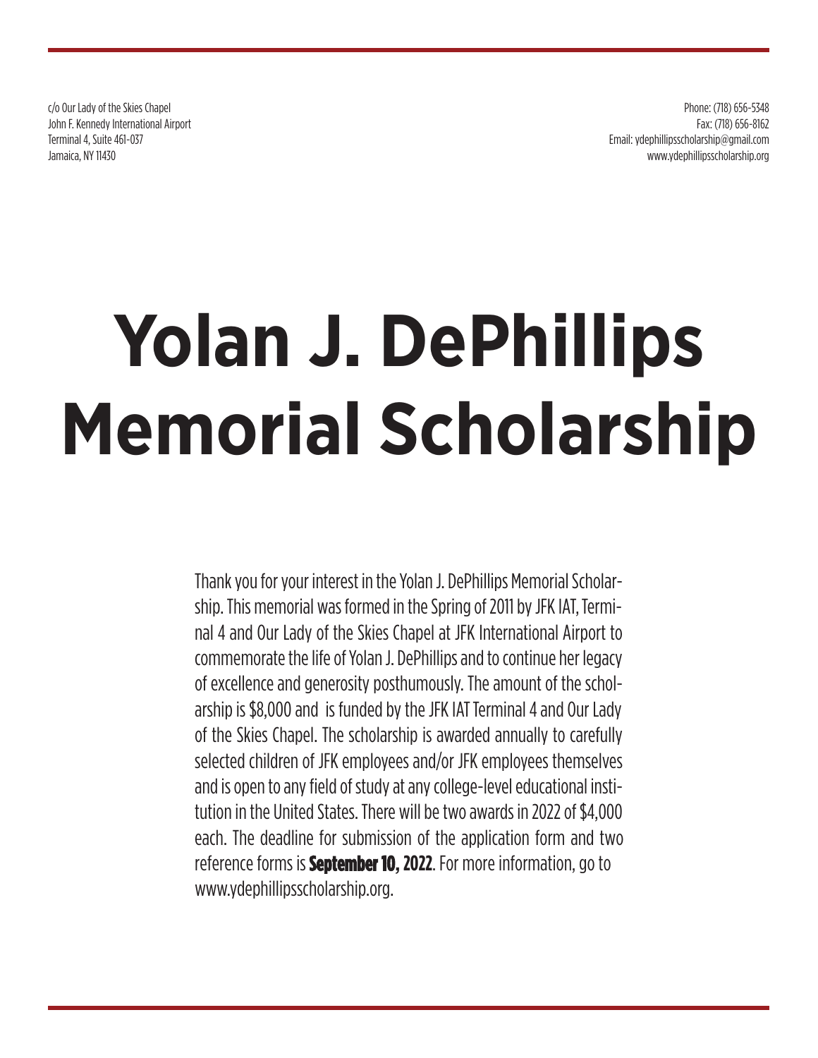c/o Our Lady of the Skies Chapel
John F. Kennedy International Airport
Terminal 4, Suite 461-037
Jamaica, NY 11430

Phone: (718) 656-5348
Fax: (718) 656-8162
Email: ydephillipsscholarship@gmail.com
www.ydephillipsscholarship.org

# Yolan J. DePhillips Memorial Scholarship

Thank you for your interest in the Yolan J. DePhillips Memorial Scholarship. This memorial was formed in the Spring of 2011 by JFK IAT, Terminal 4 and Our Lady of the Skies Chapel at JFK International Airport to commemorate the life of Yolan J. DePhillips and to continue her legacy of excellence and generosity posthumously. The amount of the scholarship is $8,000 and is funded by the JFK IAT Terminal 4 and Our Lady of the Skies Chapel. The scholarship is awarded annually to carefully selected children of JFK employees and/or JFK employees themselves and is open to any field of study at any college-level educational institution in the United States. There will be two awards in 2022 of $4,000 each. The deadline for submission of the application form and two reference forms is **September 10, 2022**. For more information, go to www.ydephillipsscholarship.org.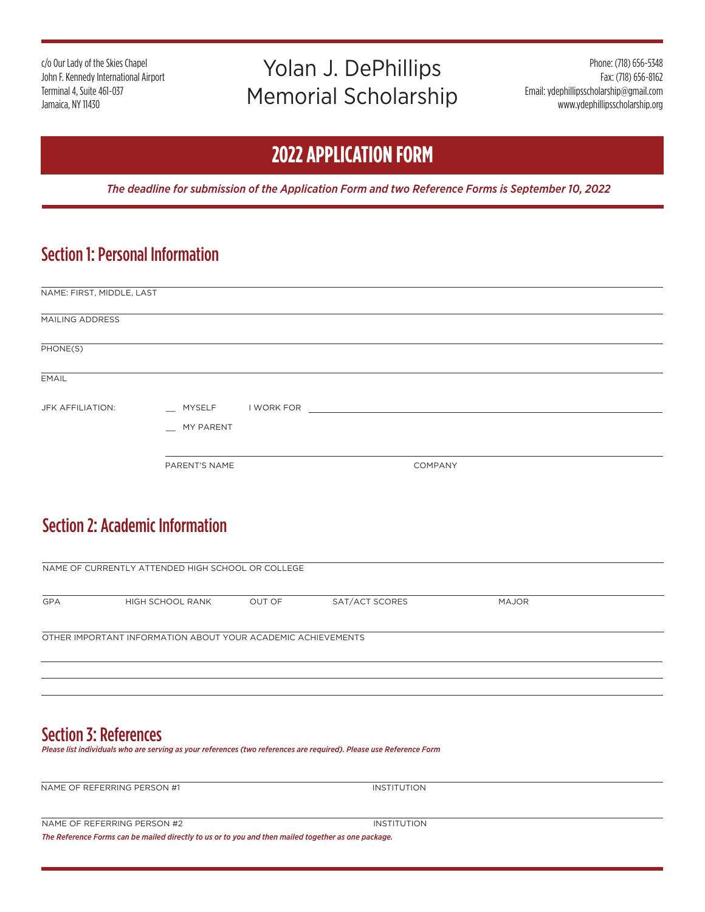c/o Our Lady of the Skies Chapel
John F. Kennedy International Airport
Terminal 4, Suite 461-037
Jamaica, NY 11430

# Yolan J. DePhillips Memorial Scholarship

Phone: (718) 656-5348
Fax: (718) 656-8162
Email: ydephillipsscholarship@gmail.com
www.ydephillipsscholarship.org

## 2022 APPLICATION FORM

*The deadline for submission of the Application Form and two Reference Forms is September 10, 2022*

## Section 1: Personal Information

NAME: FIRST, MIDDLE, LAST

MAILING ADDRESS

PHONE(S)

EMAIL

JFK AFFILIATION: __ MYSELF I WORK FOR ____________________

__ MY PARENT

PARENT'S NAME COMPANY

## Section 2: Academic Information

NAME OF CURRENTLY ATTENDED HIGH SCHOOL OR COLLEGE

GPA HIGH SCHOOL RANK OUT OF SAT/ACT SCORES MAJOR

OTHER IMPORTANT INFORMATION ABOUT YOUR ACADEMIC ACHIEVEMENTS

## Section 3: References

*Please list individuals who are serving as your references (two references are required). Please use Reference Form*

NAME OF REFERRING PERSON #1 INSTITUTION

NAME OF REFERRING PERSON #2 INSTITUTION

*The Reference Forms can be mailed directly to us or to you and then mailed together as one package.*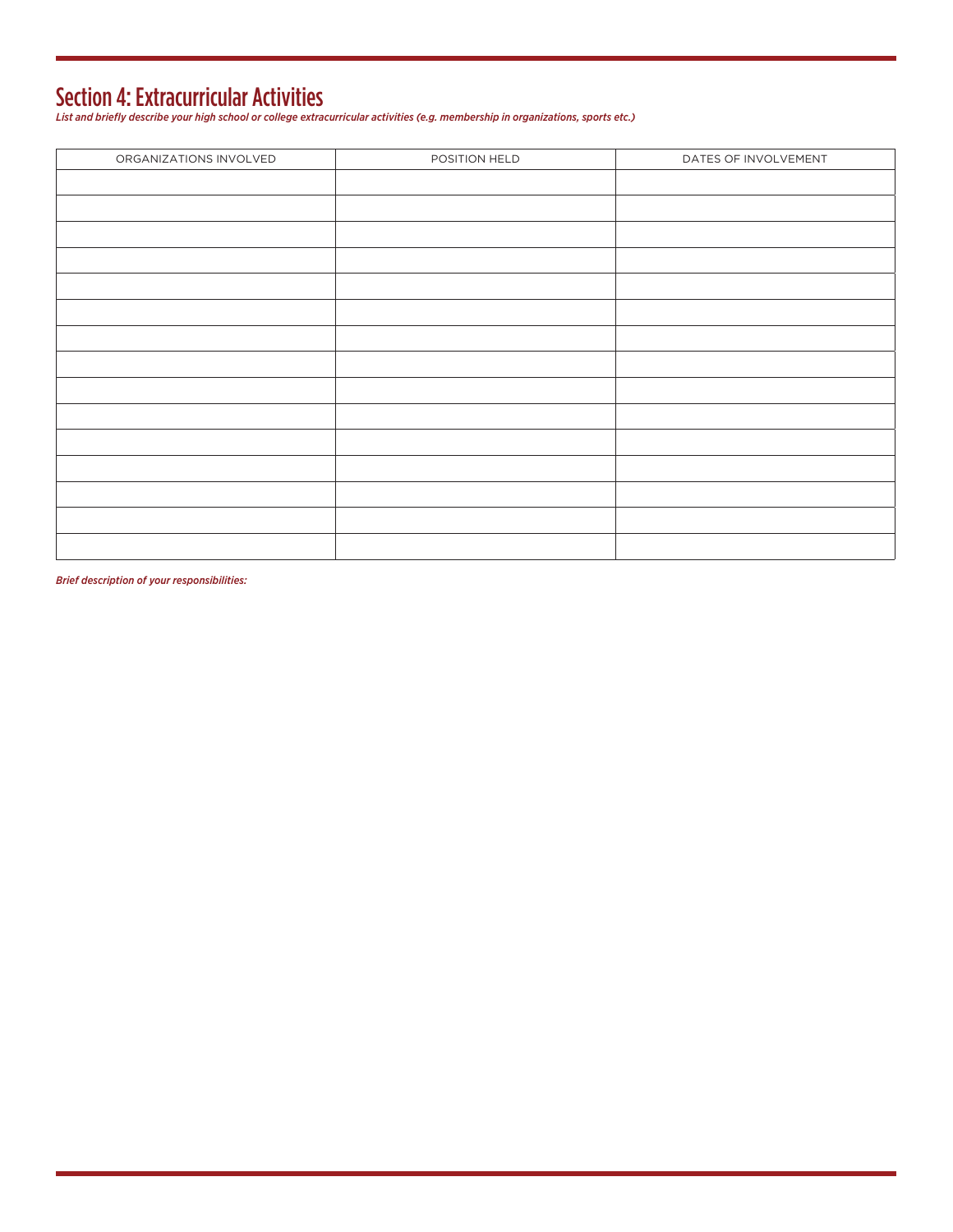## Section 4: Extracurricular Activities

*List and briefly describe your high school or college extracurricular activities (e.g. membership in organizations, sports etc.)*

| ORGANIZATIONS INVOLVED | POSITION HELD | DATES OF INVOLVEMENT |
| --- | --- | --- |
| | | |
| | | |
| | | |
| | | |
| | | |
| | | |
| | | |
| | | |
| | | |
| | | |
| | | |
| | | |
| | | |
| | | |
| | | |

***Brief description of your responsibilities:***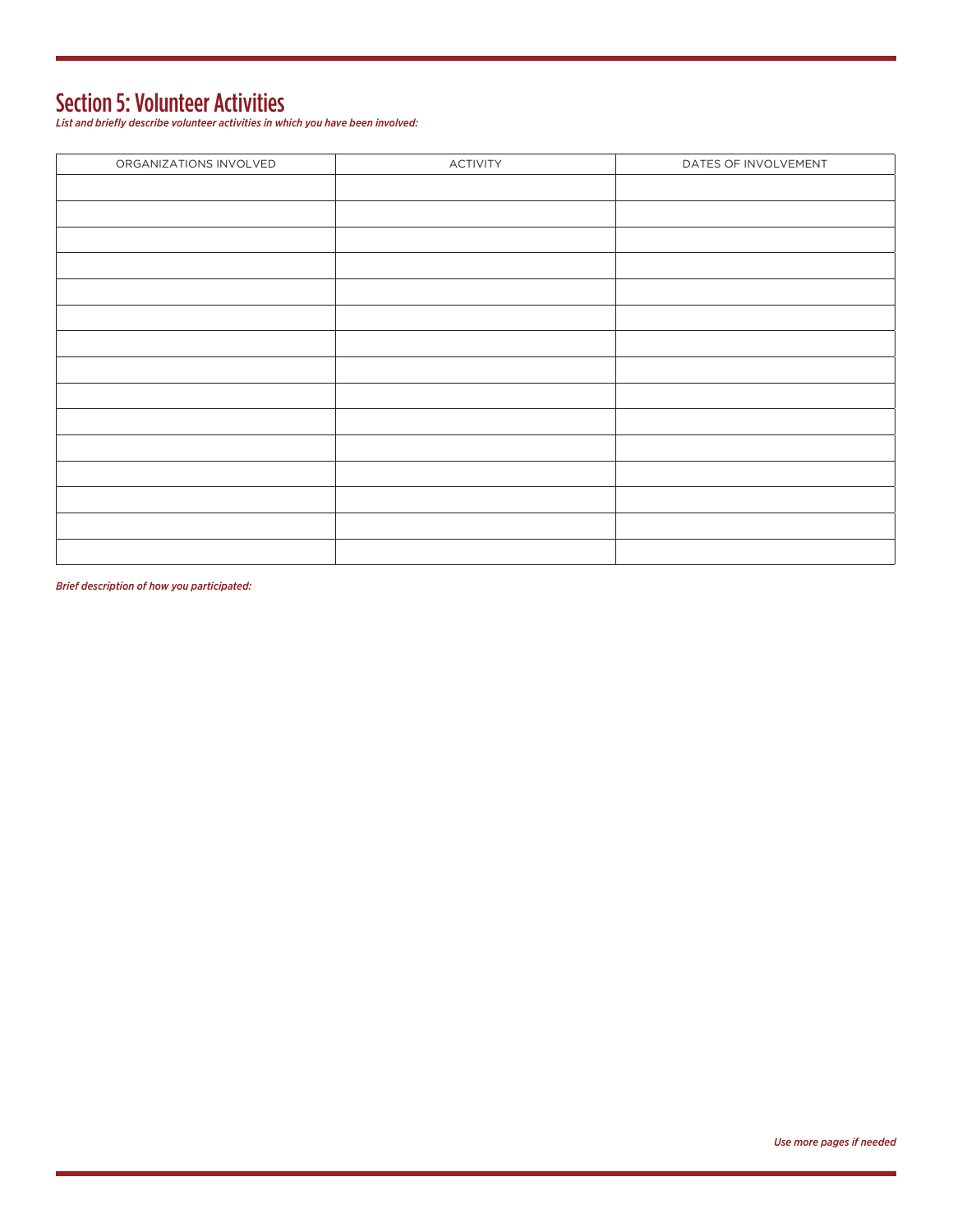# Section 5: Volunteer Activities

*List and briefly describe volunteer activities in which you have been involved:*

| ORGANIZATIONS INVOLVED | ACTIVITY | DATES OF INVOLVEMENT |
| --- | --- | --- |
| | | |
| | | |
| | | |
| | | |
| | | |
| | | |
| | | |
| | | |
| | | |
| | | |
| | | |
| | | |
| | | |
| | | |
| | | |

*Brief description of how you participated:*

*Use more pages if needed*